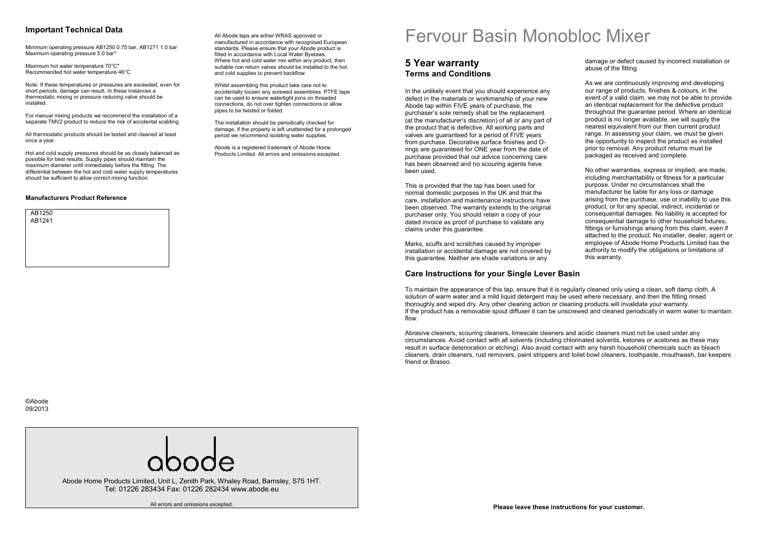## Important Technical Data

Minimum operating pressure AB1250 0.75 bar, AB1271 1.0 bar
Maximum operating pressure 5.0 bar*

Maximum hot water temperature 70°C*
Recommended hot water temperature 46°C

Note: If these temperatures or pressures are exceeded, even for short periods, damage can result. In these instances a thermostatic mixing or pressure reducing valve should be installed.

For manual mixing products we recommend the installation of a separate TMV2 product to reduce the risk of accidental scalding.

All thermostatic products should be tested and cleaned at least once a year.

Hot and cold supply pressures should be as closely balanced as possible for best results. Supply pipes should maintain the maximum diameter until immediately before the fitting. The differential between the hot and cold water supply temperatures should be sufficient to allow correct mixing function.

### Manufacturers Product Reference

AB1250
AB1241

©Abode
09/2013

All Abode taps are either WRAS approved or manufactured in accordance with recognised European standards. Please ensure that your Abode product is fitted in accordance with Local Water Byelaws. Where hot and cold water mix within any product, then suitable non return valves should be installed to the hot and cold supplies to prevent backflow.

Whilst assembling this product take care not to accidentally loosen any screwed assemblies. PTFE tape can be used to ensure watertight joins on threaded connections, do not over tighten connections or allow pipes to be twisted or folded.

The installation should be periodically checked for damage, if the property is left unattended for a prolonged period we recommend isolating water supplies.

Abode is a registered trademark of Abode Home Products Limited. All errors and omissions excepted.

abode

Abode Home Products Limited, Unit L, Zenith Park, Whaley Road, Barnsley, S75 1HT.
Tel: 01226 283434 Fax: 01226 282434 www.abode.eu

All errors and omissions excepted.

# Fervour Basin Monobloc Mixer

## 5 Year warranty

### Terms and Conditions

In the unlikely event that you should experience any defect in the materials or workmanship of your new Abode tap within FIVE years of purchase, the purchaser's sole remedy shall be the replacement (at the manufacturer's discretion) of all or any part of the product that is defective. All working parts and valves are guaranteed for a period of FIVE years from purchase. Decorative surface finishes and O-rings are guaranteed for ONE year from the date of purchase provided that our advice concerning care has been observed and no scouring agents have been used.

This is provided that the tap has been used for normal domestic purposes in the UK and that the care, installation and maintenance instructions have been observed. The warranty extends to the original purchaser only. You should retain a copy of your dated invoice as proof of purchase to validate any claims under this guarantee.

Marks, scuffs and scratches caused by improper installation or accidental damage are not covered by this guarantee. Neither are shade variations or any damage or defect caused by incorrect installation or abuse of the fitting.

As we are continuously improving and developing our range of products, finishes & colours, in the event of a valid claim, we may not be able to provide an identical replacement for the defective product throughout the guarantee period. Where an identical product is no longer available, we will supply the nearest equivalent from our then current product range. In assessing your claim, we must be given the opportunity to inspect the product as installed prior to removal. Any product returns must be packaged as received and complete.

No other warranties, express or implied, are made, including merchantability or fitness for a particular purpose. Under no circumstances shall the manufacturer be liable for any loss or damage arising from the purchase, use or inability to use this product, or for any special, indirect, incidental or consequential damages. No liability is accepted for consequential damage to other household fixtures, fittings or furnishings arising from this claim, even if attached to the product. No installer, dealer, agent or employee of Abode Home Products Limited has the authority to modify the obligations or limitations of this warranty.

## Care Instructions for your Single Lever Basin

To maintain the appearance of this tap, ensure that it is regularly cleaned only using a clean, soft damp cloth. A solution of warm water and a mild liquid detergent may be used where necessary, and then the fitting rinsed thoroughly and wiped dry. Any other cleaning action or cleaning products will invalidate your warranty.
If the product has a removable spout diffuser it can be unscrewed and cleaned periodically in warm water to maintain flow.

Abrasive cleaners, scouring cleaners, limescale cleaners and acidic cleaners must not be used under any circumstances. Avoid contact with all solvents (including chlorinated solvents, ketones or acetones as these may result in surface deterioration or etching). Also avoid contact with any harsh household chemicals such as bleach cleaners, drain cleaners, rust removers, paint strippers and toilet bowl cleaners, toothpaste, mouthwash, bar keepers friend or Brasso.

**Please leave these instructions for your customer.**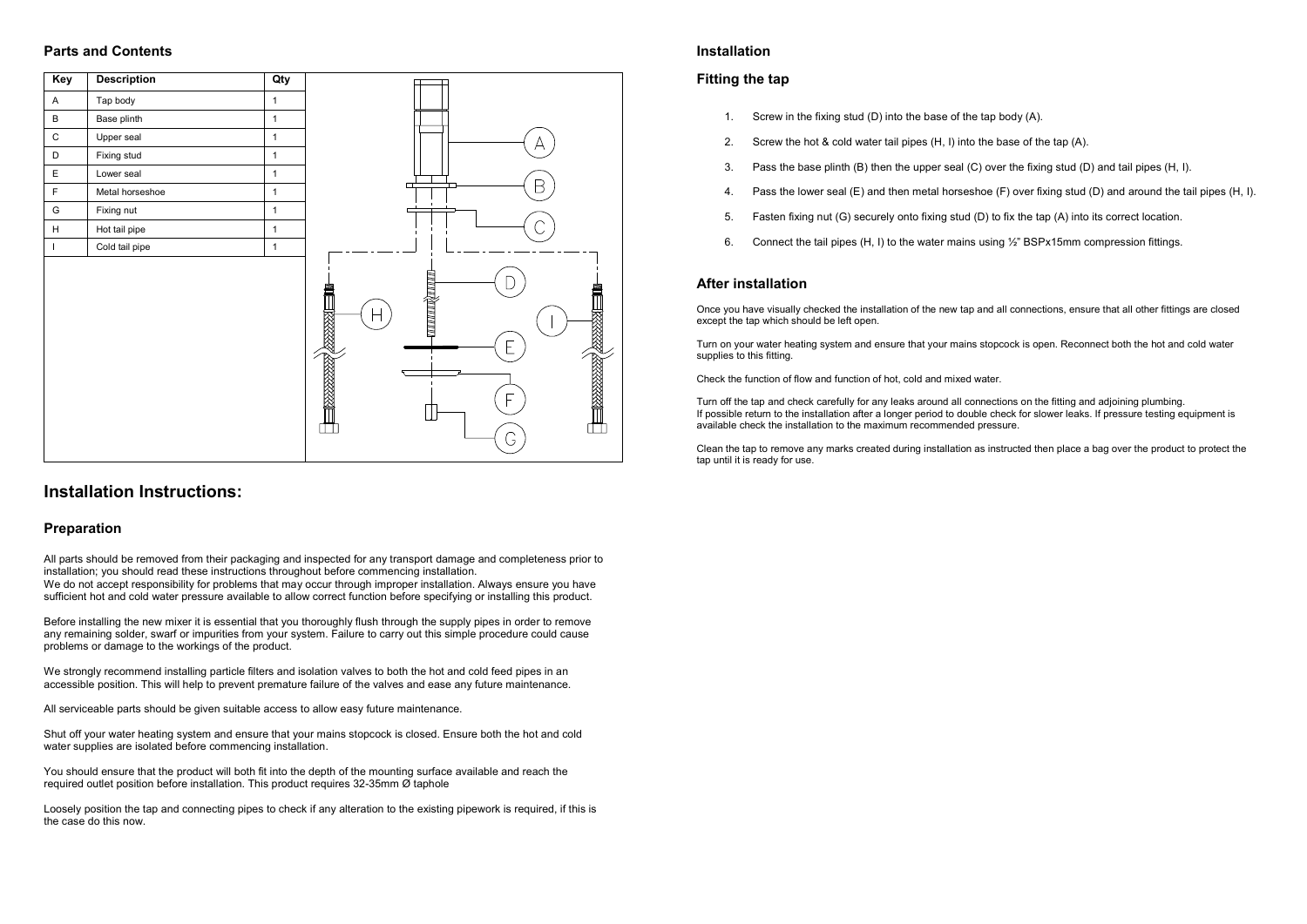## Parts and Contents

| Key | Description | Qty |
|---|---|---|
| A | Tap body | 1 |
| B | Base plinth | 1 |
| C | Upper seal | 1 |
| D | Fixing stud | 1 |
| E | Lower seal | 1 |
| F | Metal horseshoe | 1 |
| G | Fixing nut | 1 |
| H | Hot tail pipe | 1 |
| I | Cold tail pipe | 1 |

A
B
C
D
H
I
E
F
G

# Installation Instructions:

## Preparation

All parts should be removed from their packaging and inspected for any transport damage and completeness prior to installation; you should read these instructions throughout before commencing installation.
We do not accept responsibility for problems that may occur through improper installation. Always ensure you have sufficient hot and cold water pressure available to allow correct function before specifying or installing this product.

Before installing the new mixer it is essential that you thoroughly flush through the supply pipes in order to remove any remaining solder, swarf or impurities from your system. Failure to carry out this simple procedure could cause problems or damage to the workings of the product.

We strongly recommend installing particle filters and isolation valves to both the hot and cold feed pipes in an accessible position. This will help to prevent premature failure of the valves and ease any future maintenance.

All serviceable parts should be given suitable access to allow easy future maintenance.

Shut off your water heating system and ensure that your mains stopcock is closed. Ensure both the hot and cold water supplies are isolated before commencing installation.

You should ensure that the product will both fit into the depth of the mounting surface available and reach the required outlet position before installation. This product requires 32-35mm Ø taphole

Loosely position the tap and connecting pipes to check if any alteration to the existing pipework is required, if this is the case do this now.

## Installation

## Fitting the tap

1. Screw in the fixing stud (D) into the base of the tap body (A).
2. Screw the hot & cold water tail pipes (H, I) into the base of the tap (A).
3. Pass the base plinth (B) then the upper seal (C) over the fixing stud (D) and tail pipes (H, I).
4. Pass the lower seal (E) and then metal horseshoe (F) over fixing stud (D) and around the tail pipes (H, I).
5. Fasten fixing nut (G) securely onto fixing stud (D) to fix the tap (A) into its correct location.
6. Connect the tail pipes (H, I) to the water mains using ½" BSPx15mm compression fittings.

## After installation

Once you have visually checked the installation of the new tap and all connections, ensure that all other fittings are closed except the tap which should be left open.

Turn on your water heating system and ensure that your mains stopcock is open. Reconnect both the hot and cold water supplies to this fitting.

Check the function of flow and function of hot, cold and mixed water.

Turn off the tap and check carefully for any leaks around all connections on the fitting and adjoining plumbing.
If possible return to the installation after a longer period to double check for slower leaks. If pressure testing equipment is available check the installation to the maximum recommended pressure.

Clean the tap to remove any marks created during installation as instructed then place a bag over the product to protect the tap until it is ready for use.